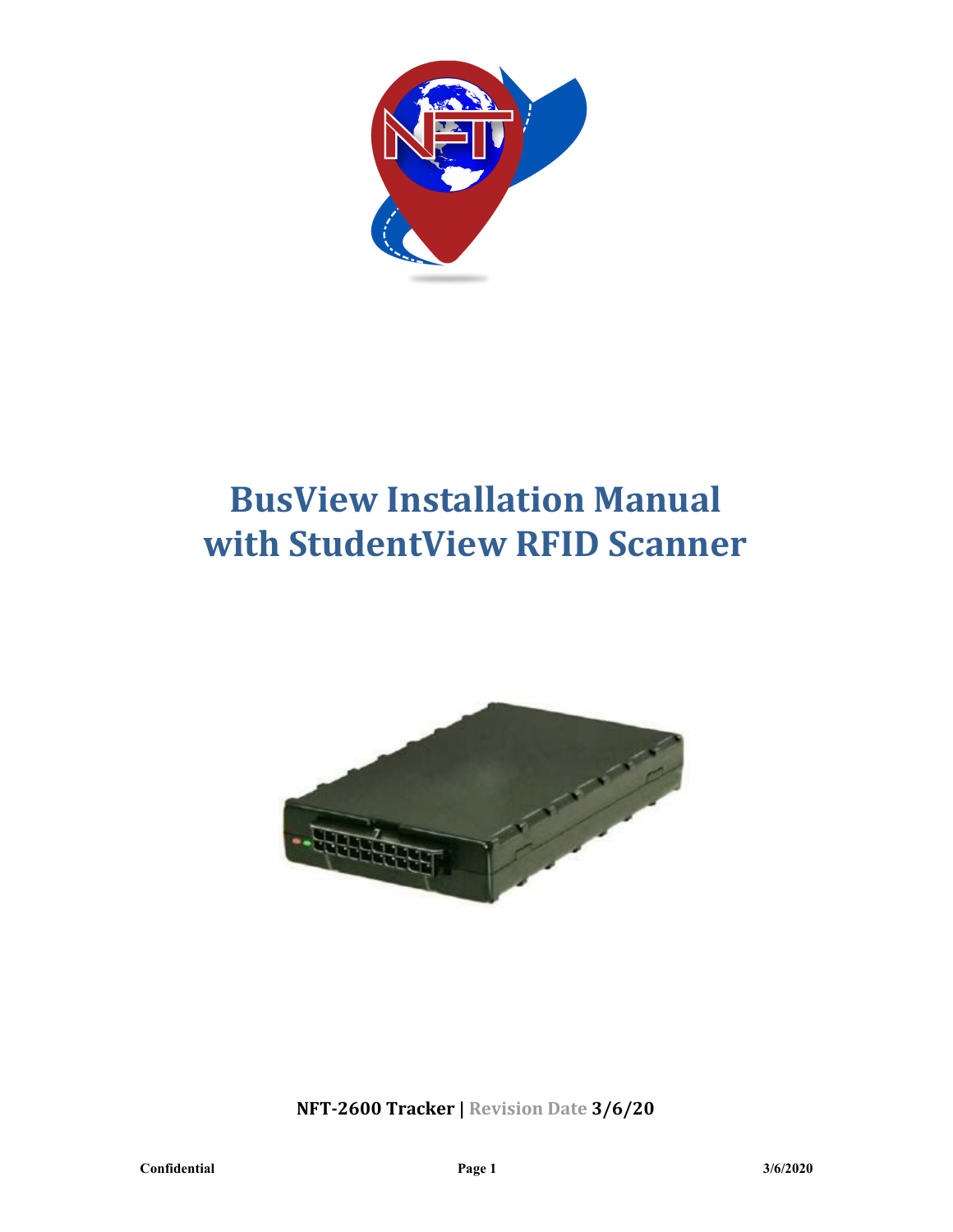# BusView Installation Manual with StudentView RFID Scanner

**NFT-2600 Tracker | Revision Date 3/6/20**

Confidential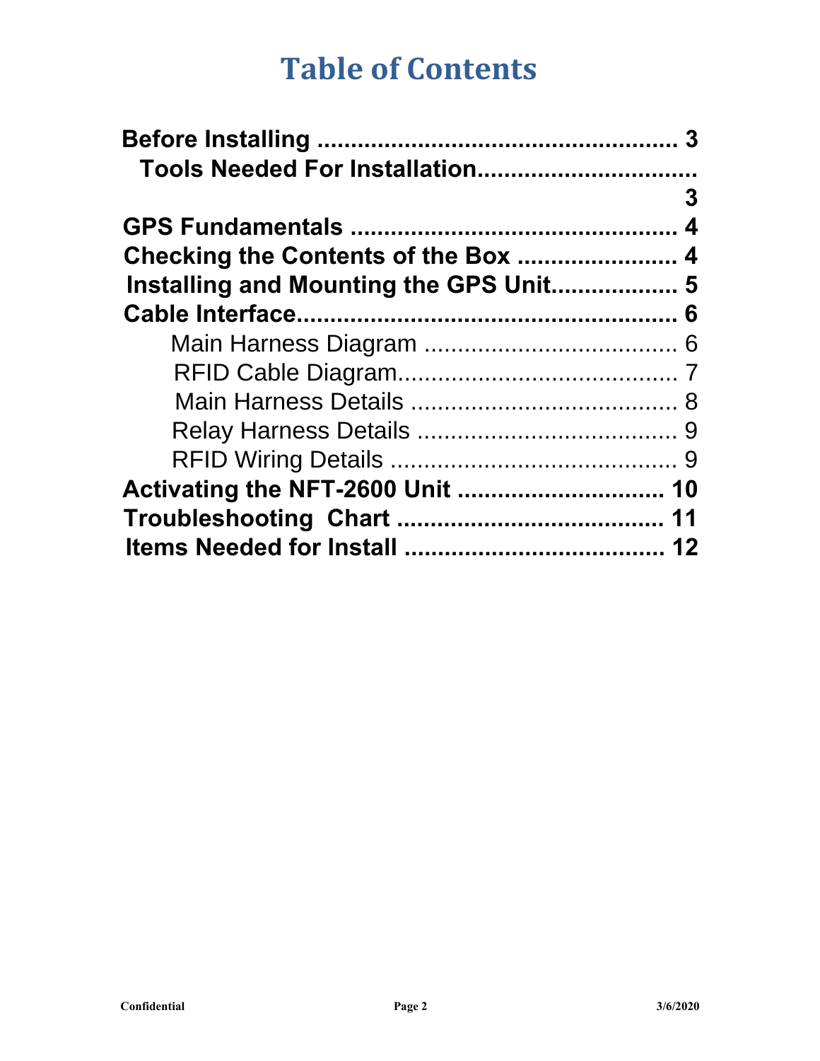# Table of Contents

**Before Installing ..................................................... 3**

**Tools Needed For Installation................................ 3**

**GPS Fundamentals ................................................. 4**

**Checking the Contents of the Box ........................ 4**

**Installing and Mounting the GPS Unit.................. 5**

**Cable Interface......................................................... 6**

Main Harness Diagram ...................................... 6

RFID Cable Diagram.......................................... 7

Main Harness Details ........................................ 8

Relay Harness Details ....................................... 9

RFID Wiring Details ........................................... 9

**Activating the NFT-2600 Unit ............................... 10**

**Troubleshooting Chart ........................................ 11**

**Items Needed for Install ....................................... 12**

Confidential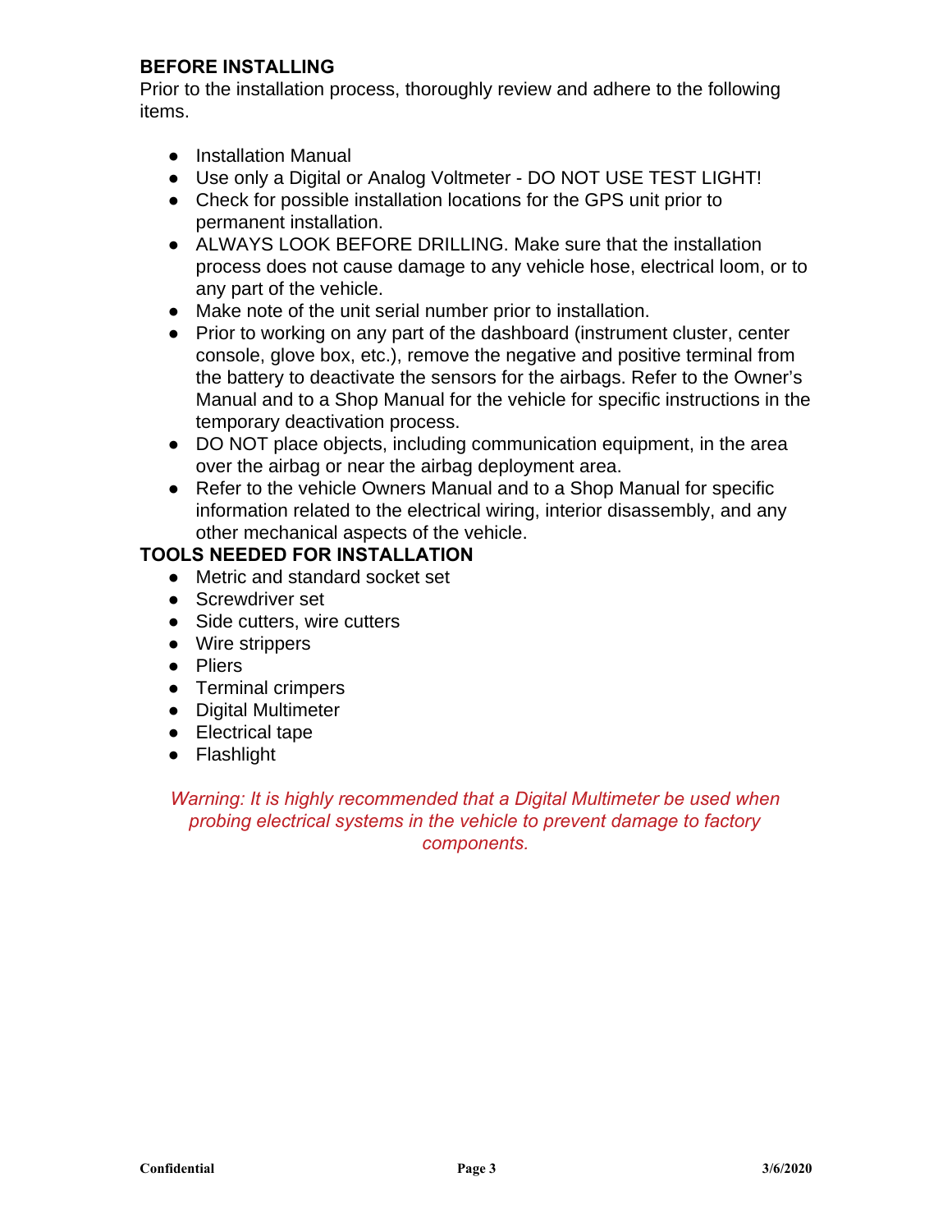## BEFORE INSTALLING

Prior to the installation process, thoroughly review and adhere to the following items.

- Installation Manual
- Use only a Digital or Analog Voltmeter - DO NOT USE TEST LIGHT!
- Check for possible installation locations for the GPS unit prior to permanent installation.
- ALWAYS LOOK BEFORE DRILLING. Make sure that the installation process does not cause damage to any vehicle hose, electrical loom, or to any part of the vehicle.
- Make note of the unit serial number prior to installation.
- Prior to working on any part of the dashboard (instrument cluster, center console, glove box, etc.), remove the negative and positive terminal from the battery to deactivate the sensors for the airbags. Refer to the Owner's Manual and to a Shop Manual for the vehicle for specific instructions in the temporary deactivation process.
- DO NOT place objects, including communication equipment, in the area over the airbag or near the airbag deployment area.
- Refer to the vehicle Owners Manual and to a Shop Manual for specific information related to the electrical wiring, interior disassembly, and any other mechanical aspects of the vehicle.

## TOOLS NEEDED FOR INSTALLATION

- Metric and standard socket set
- Screwdriver set
- Side cutters, wire cutters
- Wire strippers
- Pliers
- Terminal crimpers
- Digital Multimeter
- Electrical tape
- Flashlight

*Warning: It is highly recommended that a Digital Multimeter be used when probing electrical systems in the vehicle to prevent damage to factory components.*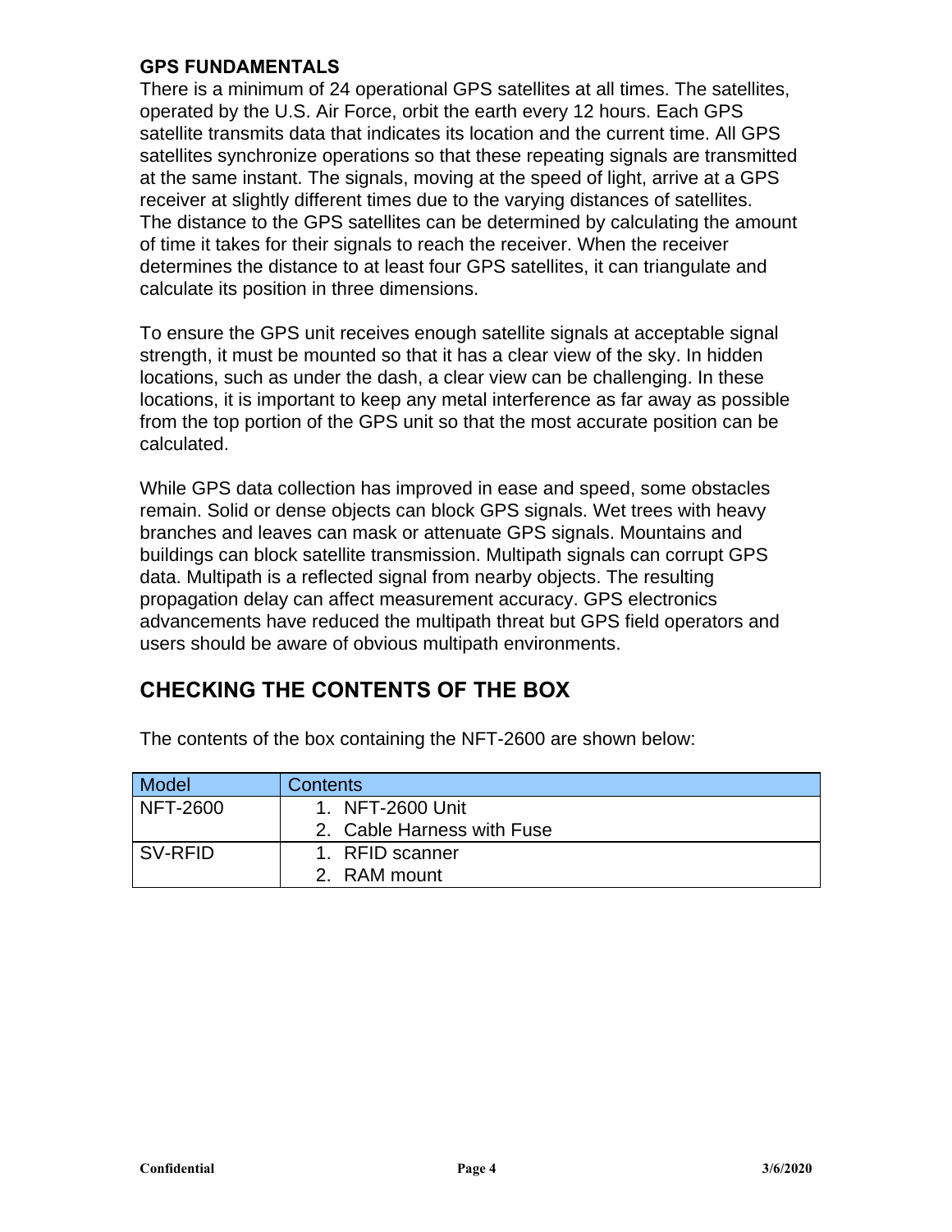### GPS FUNDAMENTALS

There is a minimum of 24 operational GPS satellites at all times. The satellites, operated by the U.S. Air Force, orbit the earth every 12 hours. Each GPS satellite transmits data that indicates its location and the current time. All GPS satellites synchronize operations so that these repeating signals are transmitted at the same instant. The signals, moving at the speed of light, arrive at a GPS receiver at slightly different times due to the varying distances of satellites. The distance to the GPS satellites can be determined by calculating the amount of time it takes for their signals to reach the receiver. When the receiver determines the distance to at least four GPS satellites, it can triangulate and calculate its position in three dimensions.

To ensure the GPS unit receives enough satellite signals at acceptable signal strength, it must be mounted so that it has a clear view of the sky. In hidden locations, such as under the dash, a clear view can be challenging. In these locations, it is important to keep any metal interference as far away as possible from the top portion of the GPS unit so that the most accurate position can be calculated.

While GPS data collection has improved in ease and speed, some obstacles remain. Solid or dense objects can block GPS signals. Wet trees with heavy branches and leaves can mask or attenuate GPS signals. Mountains and buildings can block satellite transmission. Multipath signals can corrupt GPS data. Multipath is a reflected signal from nearby objects. The resulting propagation delay can affect measurement accuracy. GPS electronics advancements have reduced the multipath threat but GPS field operators and users should be aware of obvious multipath environments.

## CHECKING THE CONTENTS OF THE BOX

The contents of the box containing the NFT-2600 are shown below:

| Model | Contents |
| --- | --- |
| NFT-2600 | 1. NFT-2600 Unit<br>2. Cable Harness with Fuse |
| SV-RFID | 1. RFID scanner<br>2. RAM mount |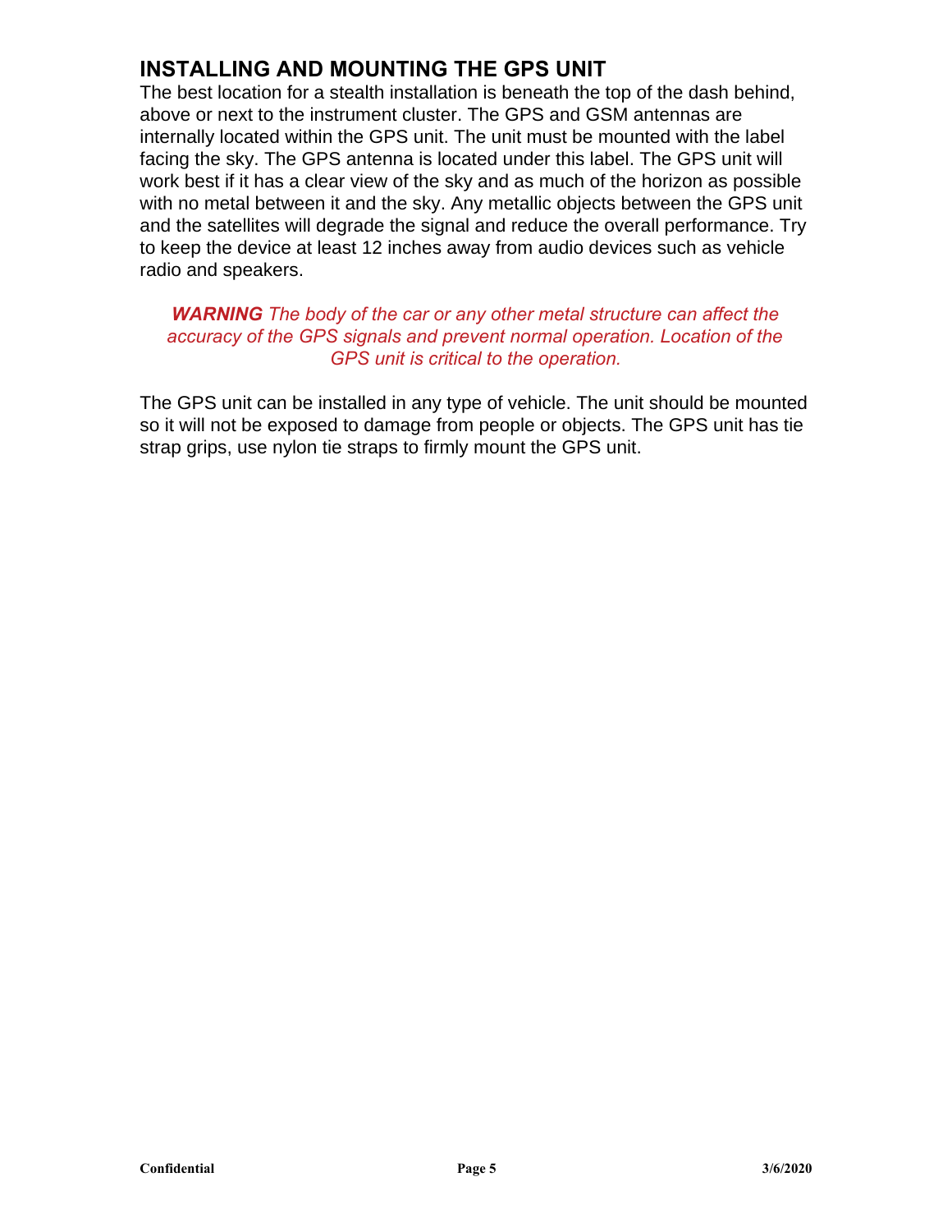## INSTALLING AND MOUNTING THE GPS UNIT

The best location for a stealth installation is beneath the top of the dash behind, above or next to the instrument cluster. The GPS and GSM antennas are internally located within the GPS unit. The unit must be mounted with the label facing the sky. The GPS antenna is located under this label. The GPS unit will work best if it has a clear view of the sky and as much of the horizon as possible with no metal between it and the sky. Any metallic objects between the GPS unit and the satellites will degrade the signal and reduce the overall performance. Try to keep the device at least 12 inches away from audio devices such as vehicle radio and speakers.

***WARNING*** *The body of the car or any other metal structure can affect the accuracy of the GPS signals and prevent normal operation. Location of the GPS unit is critical to the operation.*

The GPS unit can be installed in any type of vehicle. The unit should be mounted so it will not be exposed to damage from people or objects. The GPS unit has tie strap grips, use nylon tie straps to firmly mount the GPS unit.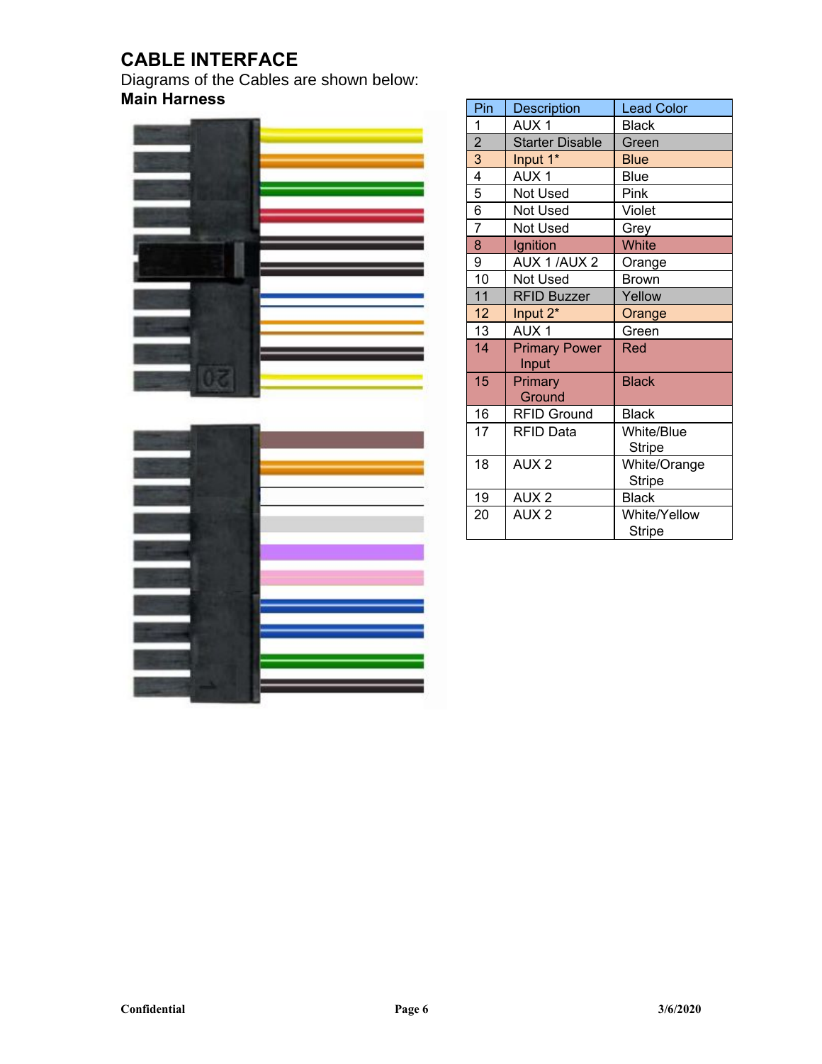# CABLE INTERFACE

Diagrams of the Cables are shown below:

**Main Harness**

| Pin | Description | Lead Color |
|---|---|---|
| 1 | AUX 1 | Black |
| 2 | Starter Disable | Green |
| 3 | Input 1* | Blue |
| 4 | AUX 1 | Blue |
| 5 | Not Used | Pink |
| 6 | Not Used | Violet |
| 7 | Not Used | Grey |
| 8 | Ignition | White |
| 9 | AUX 1 /AUX 2 | Orange |
| 10 | Not Used | Brown |
| 11 | RFID Buzzer | Yellow |
| 12 | Input 2* | Orange |
| 13 | AUX 1 | Green |
| 14 | Primary Power Input | Red |
| 15 | Primary Ground | Black |
| 16 | RFID Ground | Black |
| 17 | RFID Data | White/Blue Stripe |
| 18 | AUX 2 | White/Orange Stripe |
| 19 | AUX 2 | Black |
| 20 | AUX 2 | White/Yellow Stripe |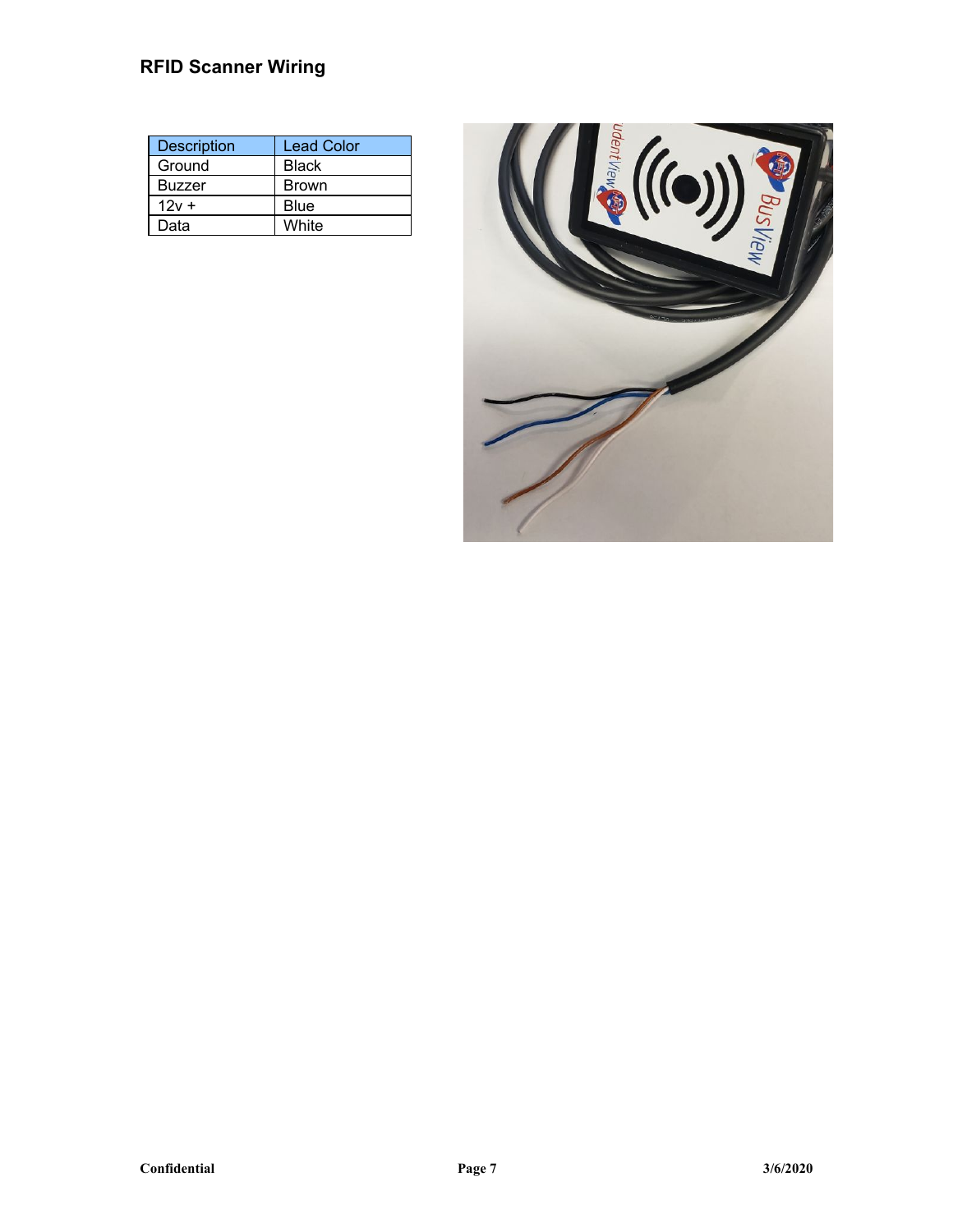## RFID Scanner Wiring

| Description | Lead Color |
| --- | --- |
| Ground | Black |
| Buzzer | Brown |
| 12v + | Blue |
| Data | White |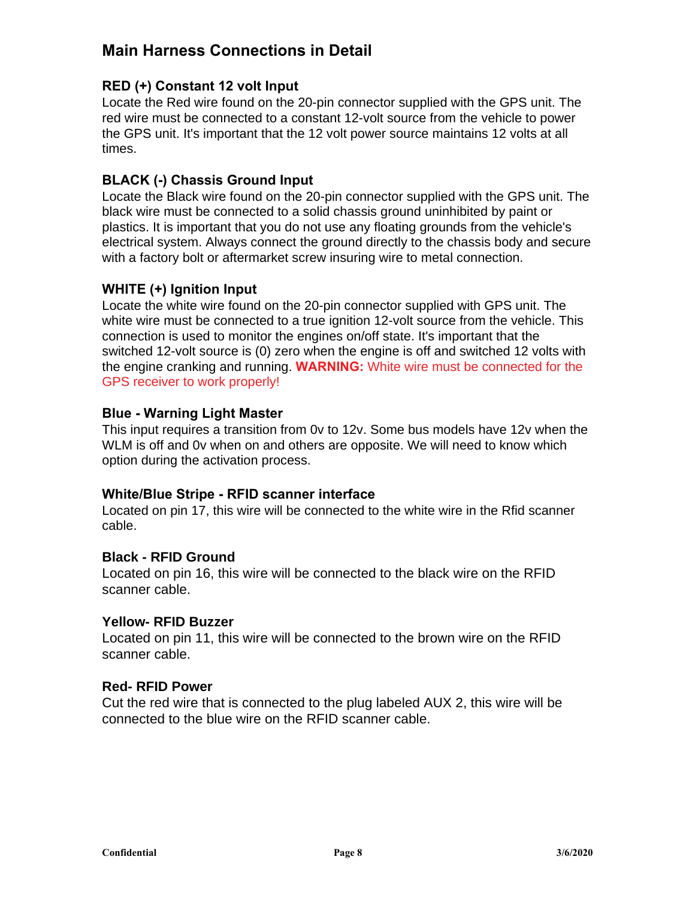# Main Harness Connections in Detail

### RED (+) Constant 12 volt Input

Locate the Red wire found on the 20-pin connector supplied with the GPS unit. The red wire must be connected to a constant 12-volt source from the vehicle to power the GPS unit. It's important that the 12 volt power source maintains 12 volts at all times.

### BLACK (-) Chassis Ground Input

Locate the Black wire found on the 20-pin connector supplied with the GPS unit. The black wire must be connected to a solid chassis ground uninhibited by paint or plastics. It is important that you do not use any floating grounds from the vehicle's electrical system. Always connect the ground directly to the chassis body and secure with a factory bolt or aftermarket screw insuring wire to metal connection.

### WHITE (+) Ignition Input

Locate the white wire found on the 20-pin connector supplied with GPS unit. The white wire must be connected to a true ignition 12-volt source from the vehicle. This connection is used to monitor the engines on/off state. It's important that the switched 12-volt source is (0) zero when the engine is off and switched 12 volts with the engine cranking and running. **WARNING:** White wire must be connected for the GPS receiver to work properly!

### Blue - Warning Light Master

This input requires a transition from 0v to 12v. Some bus models have 12v when the WLM is off and 0v when on and others are opposite. We will need to know which option during the activation process.

### White/Blue Stripe - RFID scanner interface

Located on pin 17, this wire will be connected to the white wire in the Rfid scanner cable.

### Black - RFID Ground

Located on pin 16, this wire will be connected to the black wire on the RFID scanner cable.

### Yellow- RFID Buzzer

Located on pin 11, this wire will be connected to the brown wire on the RFID scanner cable.

### Red- RFID Power

Cut the red wire that is connected to the plug labeled AUX 2, this wire will be connected to the blue wire on the RFID scanner cable.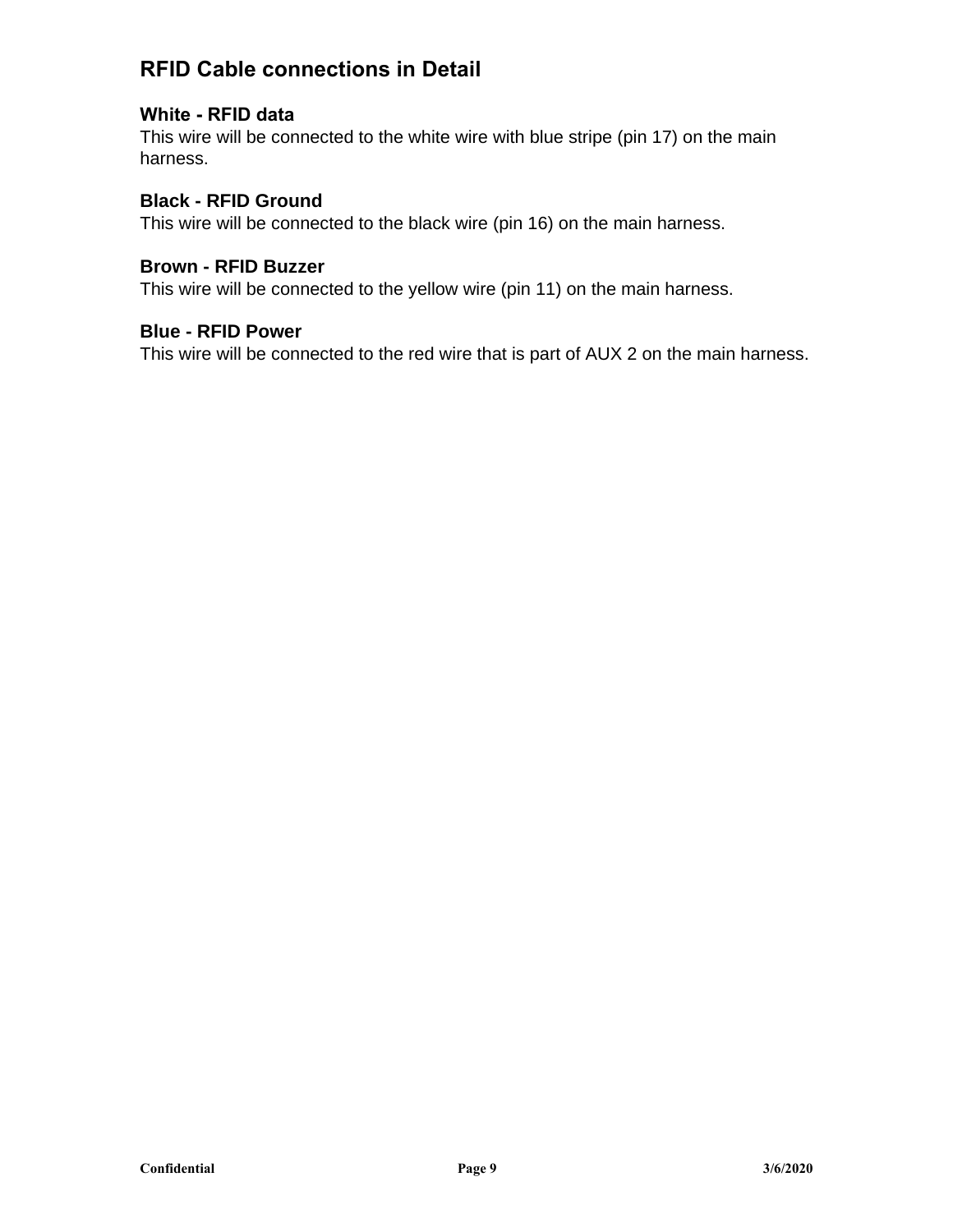## RFID Cable connections in Detail

### White - RFID data

This wire will be connected to the white wire with blue stripe (pin 17) on the main harness.

### Black - RFID Ground

This wire will be connected to the black wire (pin 16) on the main harness.

### Brown - RFID Buzzer

This wire will be connected to the yellow wire (pin 11) on the main harness.

### Blue - RFID Power

This wire will be connected to the red wire that is part of AUX 2 on the main harness.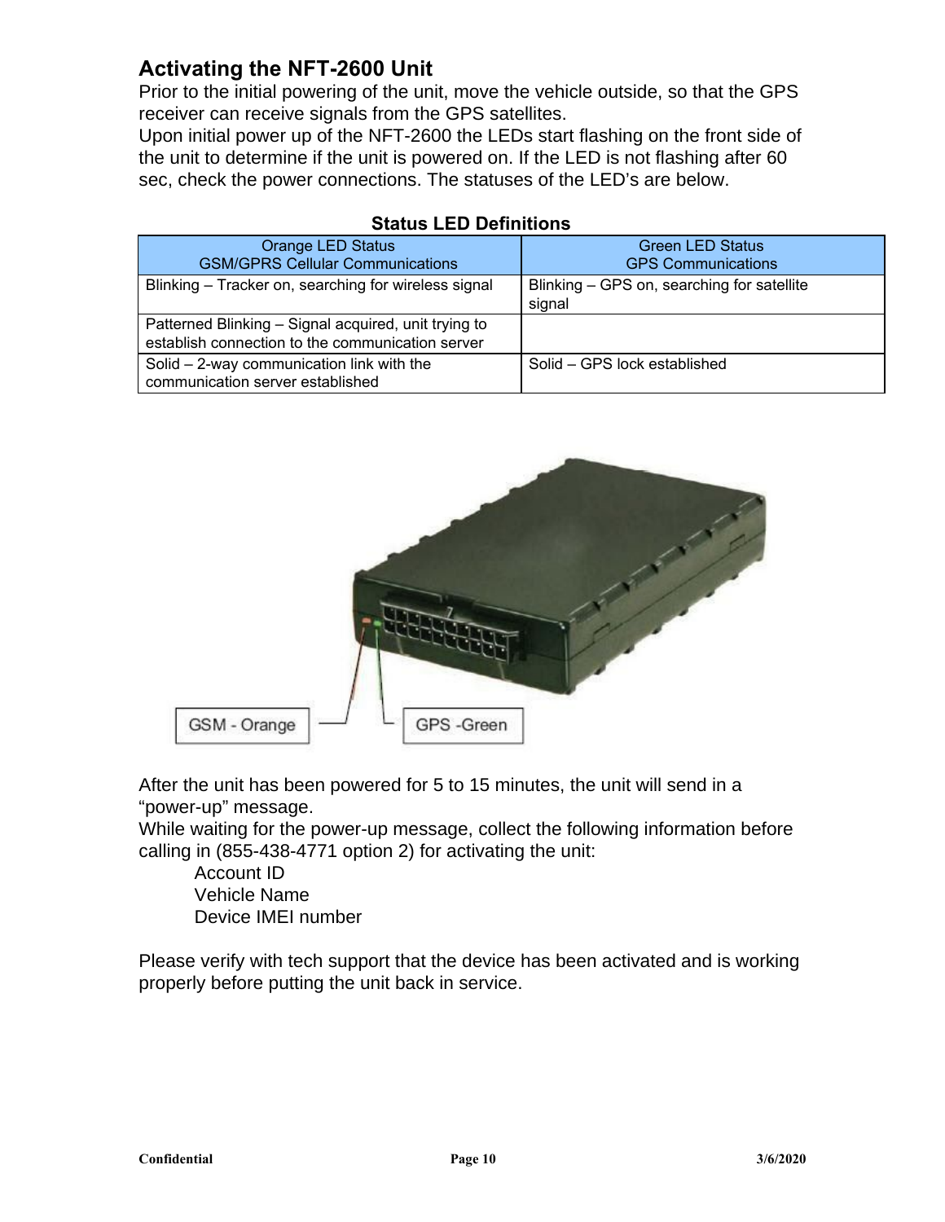## Activating the NFT-2600 Unit

Prior to the initial powering of the unit, move the vehicle outside, so that the GPS receiver can receive signals from the GPS satellites.
Upon initial power up of the NFT-2600 the LEDs start flashing on the front side of the unit to determine if the unit is powered on. If the LED is not flashing after 60 sec, check the power connections. The statuses of the LED's are below.

**Status LED Definitions**

| Orange LED Status<br>GSM/GPRS Cellular Communications | Green LED Status<br>GPS Communications |
|---|---|
| Blinking – Tracker on, searching for wireless signal | Blinking – GPS on, searching for satellite signal |
| Patterned Blinking – Signal acquired, unit trying to establish connection to the communication server | |
| Solid – 2-way communication link with the communication server established | Solid – GPS lock established |

GSM - Orange

GPS -Green

After the unit has been powered for 5 to 15 minutes, the unit will send in a "power-up" message.
While waiting for the power-up message, collect the following information before calling in (855-438-4771 option 2) for activating the unit:

Account ID
Vehicle Name
Device IMEI number

Please verify with tech support that the device has been activated and is working properly before putting the unit back in service.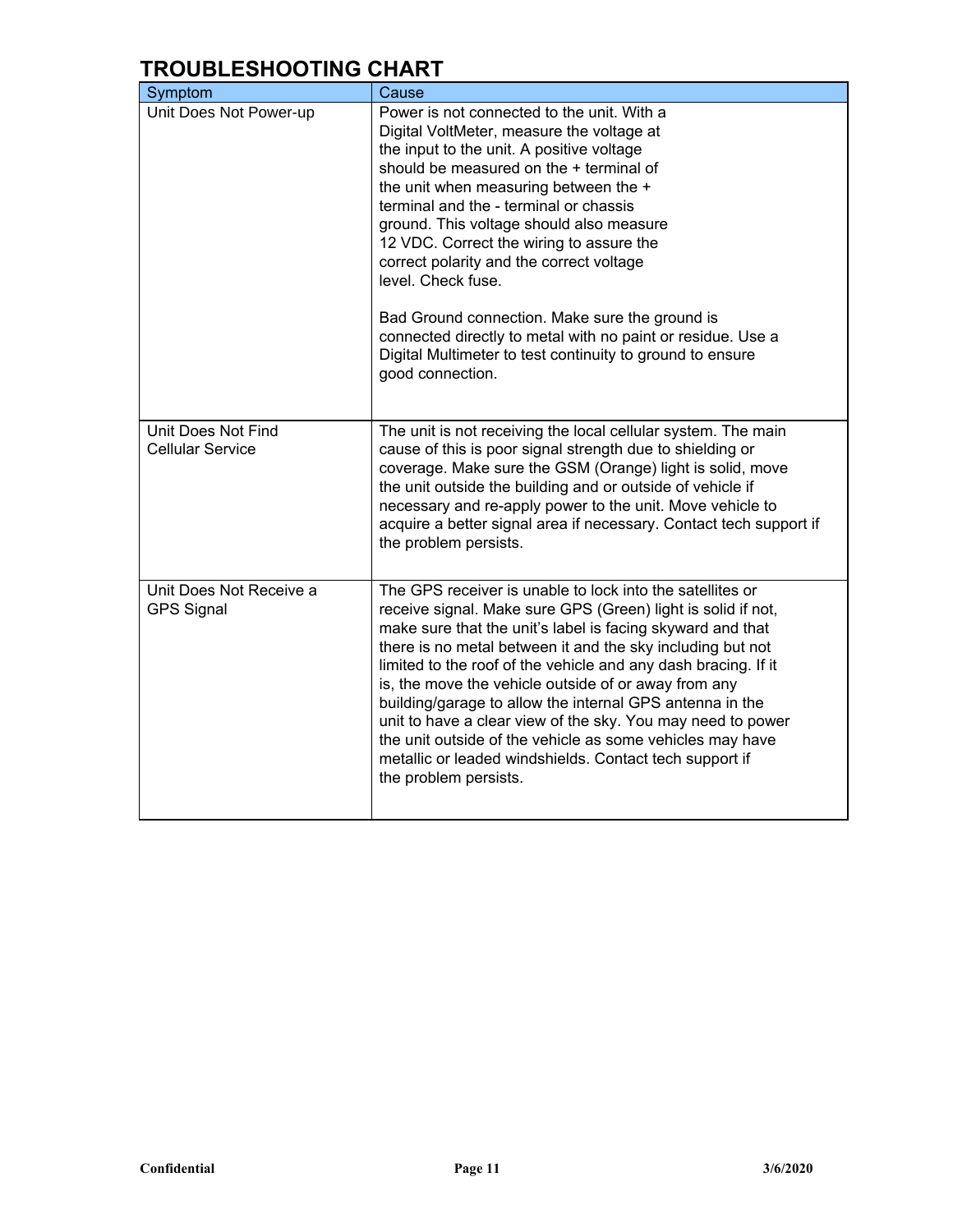## TROUBLESHOOTING CHART

| Symptom | Cause |
|---|---|
| Unit Does Not Power-up | Power is not connected to the unit. With a Digital VoltMeter, measure the voltage at the input to the unit. A positive voltage should be measured on the + terminal of the unit when measuring between the + terminal and the - terminal or chassis ground. This voltage should also measure 12 VDC. Correct the wiring to assure the correct polarity and the correct voltage level. Check fuse.<br><br>Bad Ground connection. Make sure the ground is connected directly to metal with no paint or residue. Use a Digital Multimeter to test continuity to ground to ensure good connection. |
| Unit Does Not Find Cellular Service | The unit is not receiving the local cellular system. The main cause of this is poor signal strength due to shielding or coverage. Make sure the GSM (Orange) light is solid, move the unit outside the building and or outside of vehicle if necessary and re-apply power to the unit. Move vehicle to acquire a better signal area if necessary. Contact tech support if the problem persists. |
| Unit Does Not Receive a GPS Signal | The GPS receiver is unable to lock into the satellites or receive signal. Make sure GPS (Green) light is solid if not, make sure that the unit's label is facing skyward and that there is no metal between it and the sky including but not limited to the roof of the vehicle and any dash bracing. If it is, the move the vehicle outside of or away from any building/garage to allow the internal GPS antenna in the unit to have a clear view of the sky. You may need to power the unit outside of the vehicle as some vehicles may have metallic or leaded windshields. Contact tech support if the problem persists. |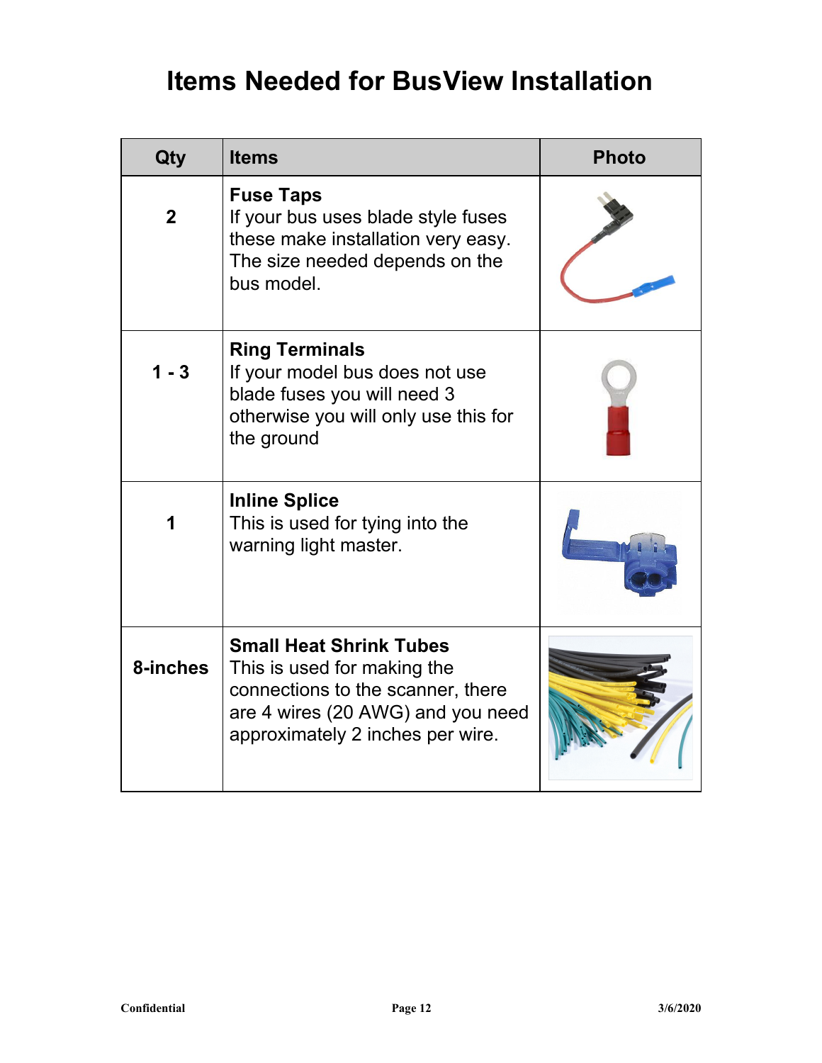# Items Needed for BusView Installation

| Qty | Items | Photo |
|---|---|---|
| 2 | **Fuse Taps** If your bus uses blade style fuses these make installation very easy. The size needed depends on the bus model. | |
| 1 - 3 | **Ring Terminals** If your model bus does not use blade fuses you will need 3 otherwise you will only use this for the ground | |
| 1 | **Inline Splice** This is used for tying into the warning light master. | |
| 8-inches | **Small Heat Shrink Tubes** This is used for making the connections to the scanner, there are 4 wires (20 AWG) and you need approximately 2 inches per wire. | |

Confidential 3/6/2020